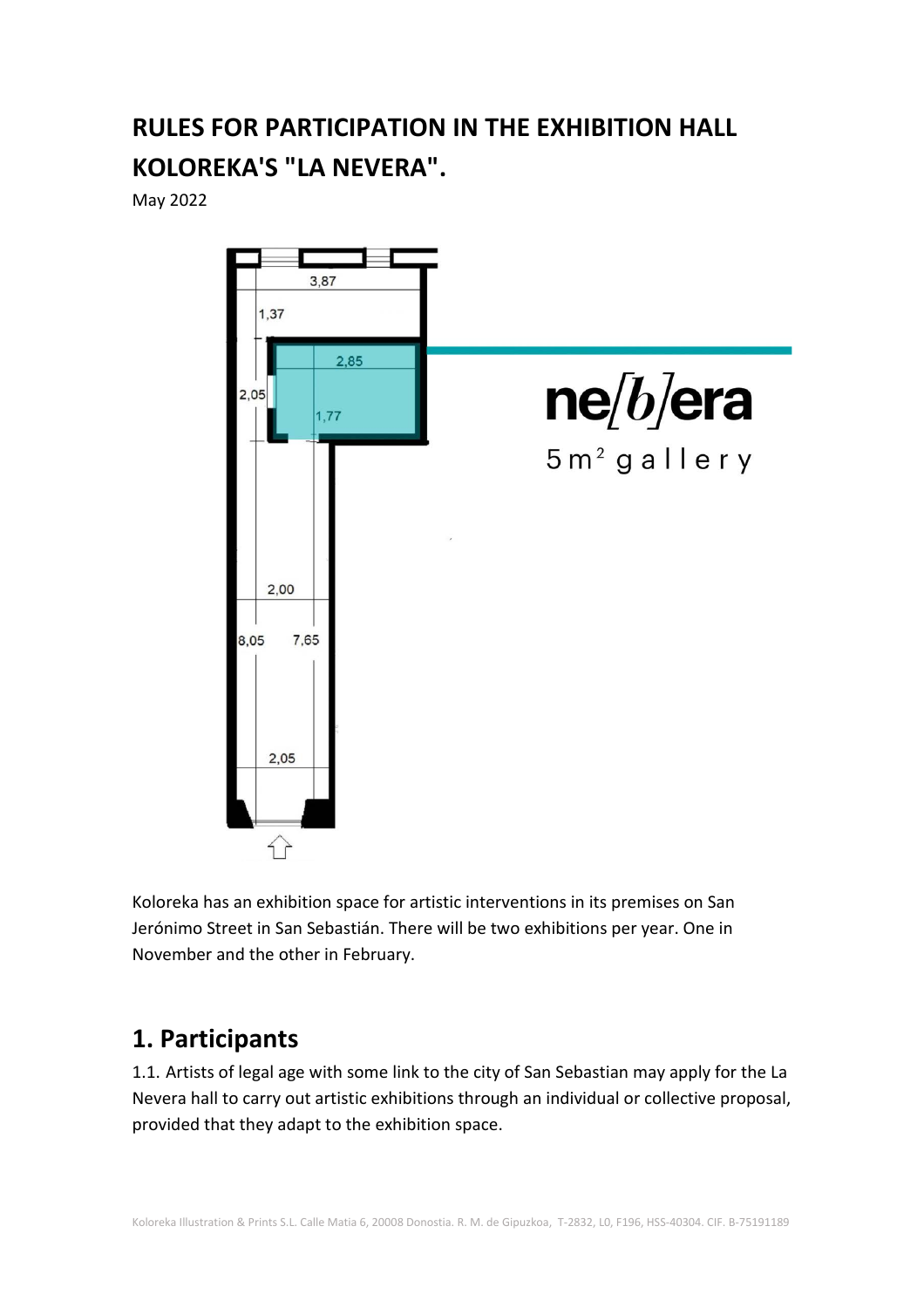# RULES FOR PARTICIPATION IN THE EXHIBITION HALL KOLOREKA'S "LA NEVERA".

May 2022

Koloreka has an exhibition space for artistic interventions in its premises on San Jerónimo Street in San Sebastián. There will be two exhibitions per year. One in November and the other in February.

## 1. Participants

1.1. Artists of legal age with some link to the city of San Sebastian may apply for the La Nevera hall to carry out artistic exhibitions through an individual or collective proposal, provided that they adapt to the exhibition space.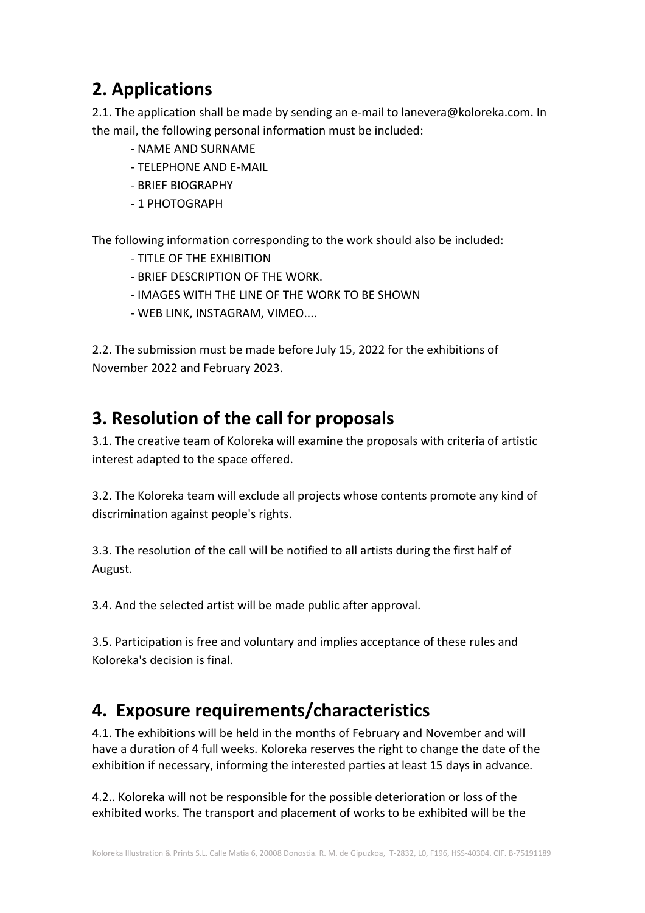## 2. Applications

2.1. The application shall be made by sending an e-mail to lanevera@koloreka.com. In the mail, the following personal information must be included:

- NAME AND SURNAME
- TELEPHONE AND E-MAIL
- BRIEF BIOGRAPHY
- 1 PHOTOGRAPH

The following information corresponding to the work should also be included:

- TITLE OF THE EXHIBITION
- BRIEF DESCRIPTION OF THE WORK.
- IMAGES WITH THE LINE OF THE WORK TO BE SHOWN
- WEB LINK, INSTAGRAM, VIMEO....

2.2. The submission must be made before July 15, 2022 for the exhibitions of November 2022 and February 2023.

## 3. Resolution of the call for proposals

3.1. The creative team of Koloreka will examine the proposals with criteria of artistic interest adapted to the space offered.

3.2. The Koloreka team will exclude all projects whose contents promote any kind of discrimination against people's rights.

3.3. The resolution of the call will be notified to all artists during the first half of August.

3.4. And the selected artist will be made public after approval.

3.5. Participation is free and voluntary and implies acceptance of these rules and Koloreka's decision is final.

## 4. Exposure requirements/characteristics

4.1. The exhibitions will be held in the months of February and November and will have a duration of 4 full weeks. Koloreka reserves the right to change the date of the exhibition if necessary, informing the interested parties at least 15 days in advance.

4.2.. Koloreka will not be responsible for the possible deterioration or loss of the exhibited works. The transport and placement of works to be exhibited will be the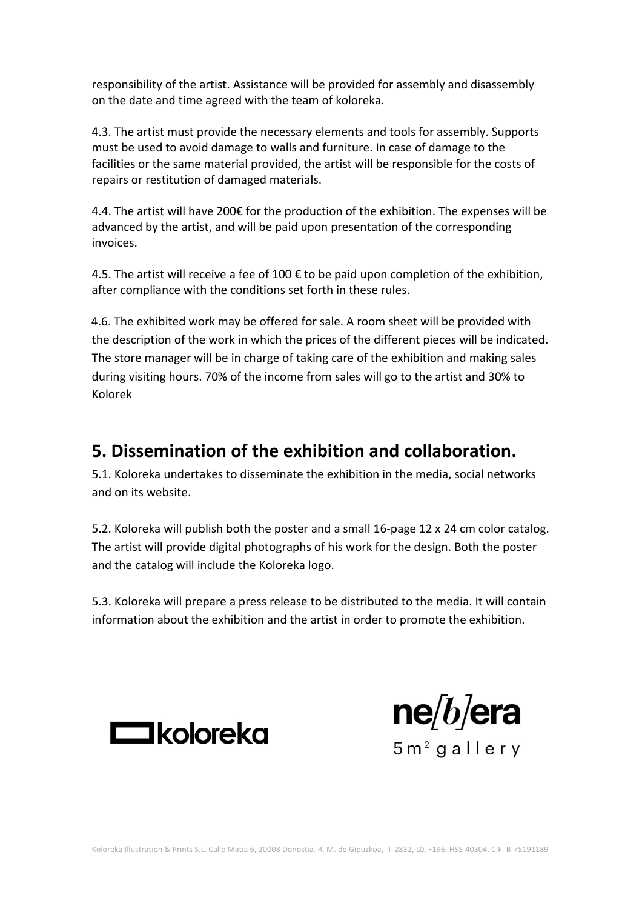responsibility of the artist. Assistance will be provided for assembly and disassembly on the date and time agreed with the team of koloreka.

4.3. The artist must provide the necessary elements and tools for assembly. Supports must be used to avoid damage to walls and furniture. In case of damage to the facilities or the same material provided, the artist will be responsible for the costs of repairs or restitution of damaged materials.

4.4. The artist will have 200€ for the production of the exhibition. The expenses will be advanced by the artist, and will be paid upon presentation of the corresponding invoices.

4.5. The artist will receive a fee of 100 € to be paid upon completion of the exhibition, after compliance with the conditions set forth in these rules.

4.6. The exhibited work may be offered for sale. A room sheet will be provided with the description of the work in which the prices of the different pieces will be indicated. The store manager will be in charge of taking care of the exhibition and making sales during visiting hours. 70% of the income from sales will go to the artist and 30% to Kolorek

## 5. Dissemination of the exhibition and collaboration.

5.1. Koloreka undertakes to disseminate the exhibition in the media, social networks and on its website.

5.2. Koloreka will publish both the poster and a small 16-page 12 x 24 cm color catalog. The artist will provide digital photographs of his work for the design. Both the poster and the catalog will include the Koloreka logo.

5.3. Koloreka will prepare a press release to be distributed to the media. It will contain information about the exhibition and the artist in order to promote the exhibition.

koloreka

ne[b]era
5m² gallery

Koloreka Illustration & Prints S.L. Calle Matia 6, 20008 Donostia. R. M. de Gipuzkoa, T-2832, L0, F196, HSS-40304. CIF. B-75191189